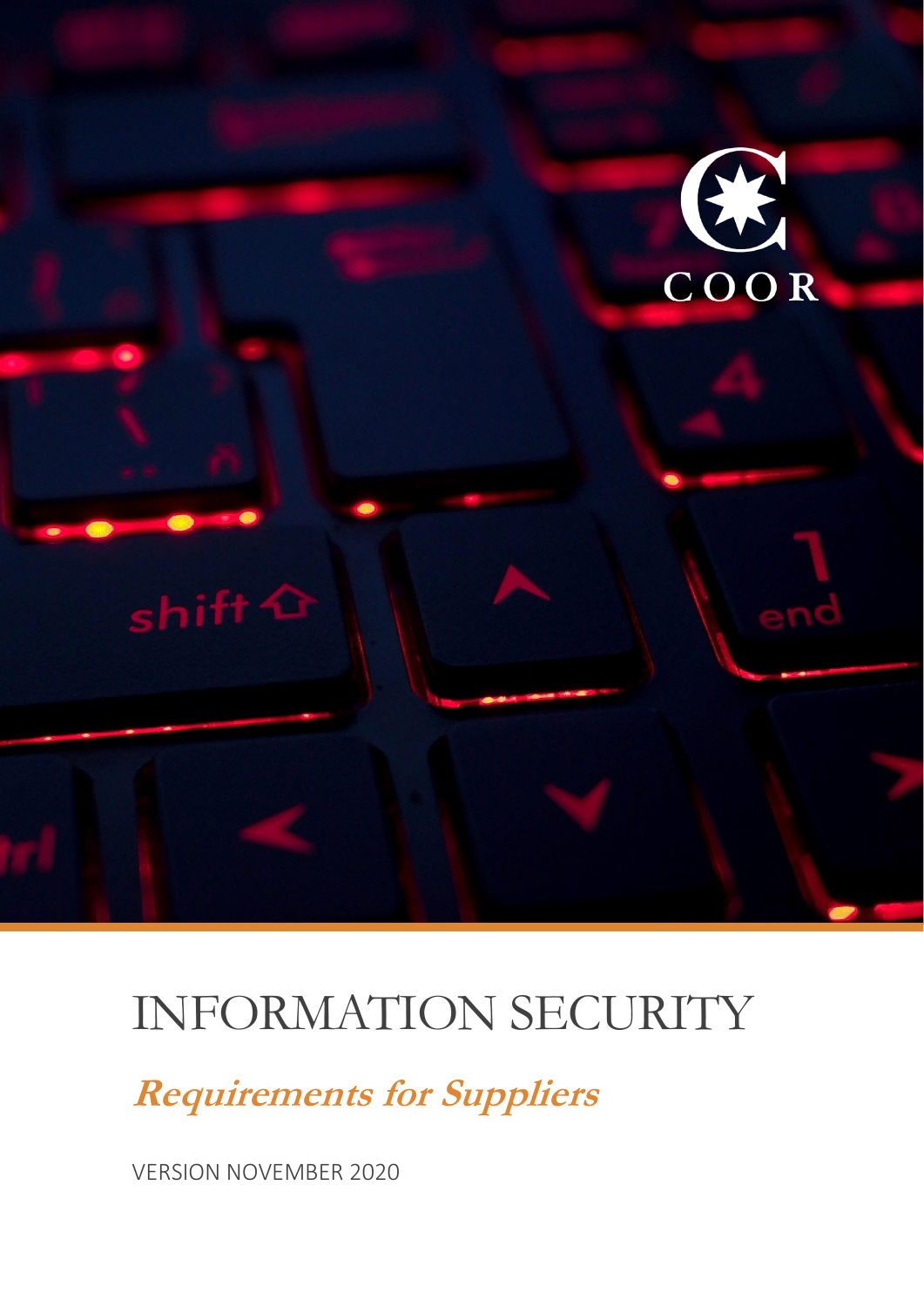COOR

# INFORMATION SECURITY

## *Requirements for Suppliers*

VERSION NOVEMBER 2020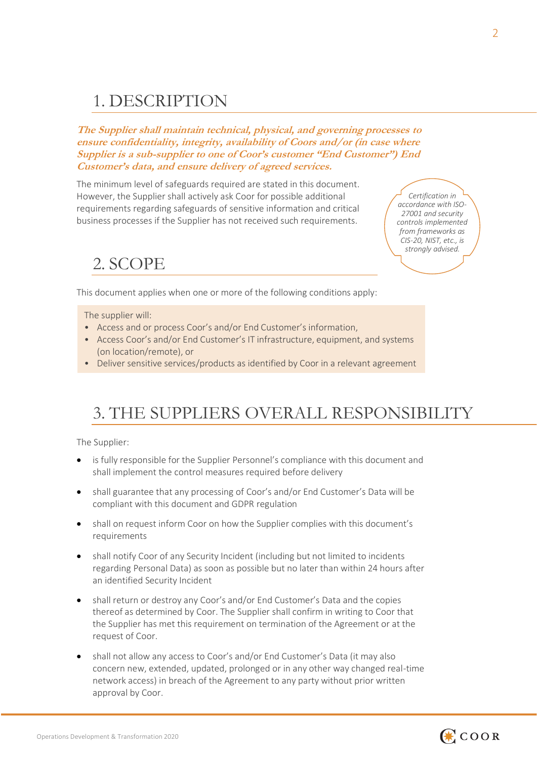# 1. DESCRIPTION

***The Supplier shall maintain technical, physical, and governing processes to ensure confidentiality, integrity, availability of Coors and/or (in case where Supplier is a sub-supplier to one of Coor's customer "End Customer") End Customer's data, and ensure delivery of agreed services.***

The minimum level of safeguards required are stated in this document. However, the Supplier shall actively ask Coor for possible additional requirements regarding safeguards of sensitive information and critical business processes if the Supplier has not received such requirements.

*Certification in accordance with ISO-27001 and security controls implemented from frameworks as CIS-20, NIST, etc., is strongly advised.*

# 2. SCOPE

This document applies when one or more of the following conditions apply:

The supplier will:

- Access and or process Coor's and/or End Customer's information,
- Access Coor's and/or End Customer's IT infrastructure, equipment, and systems (on location/remote), or
- Deliver sensitive services/products as identified by Coor in a relevant agreement

# 3. THE SUPPLIERS OVERALL RESPONSIBILITY

The Supplier:

- is fully responsible for the Supplier Personnel's compliance with this document and shall implement the control measures required before delivery
- shall guarantee that any processing of Coor's and/or End Customer's Data will be compliant with this document and GDPR regulation
- shall on request inform Coor on how the Supplier complies with this document's requirements
- shall notify Coor of any Security Incident (including but not limited to incidents regarding Personal Data) as soon as possible but no later than within 24 hours after an identified Security Incident
- shall return or destroy any Coor's and/or End Customer's Data and the copies thereof as determined by Coor. The Supplier shall confirm in writing to Coor that the Supplier has met this requirement on termination of the Agreement or at the request of Coor.
- shall not allow any access to Coor's and/or End Customer's Data (it may also concern new, extended, updated, prolonged or in any other way changed real-time network access) in breach of the Agreement to any party without prior written approval by Coor.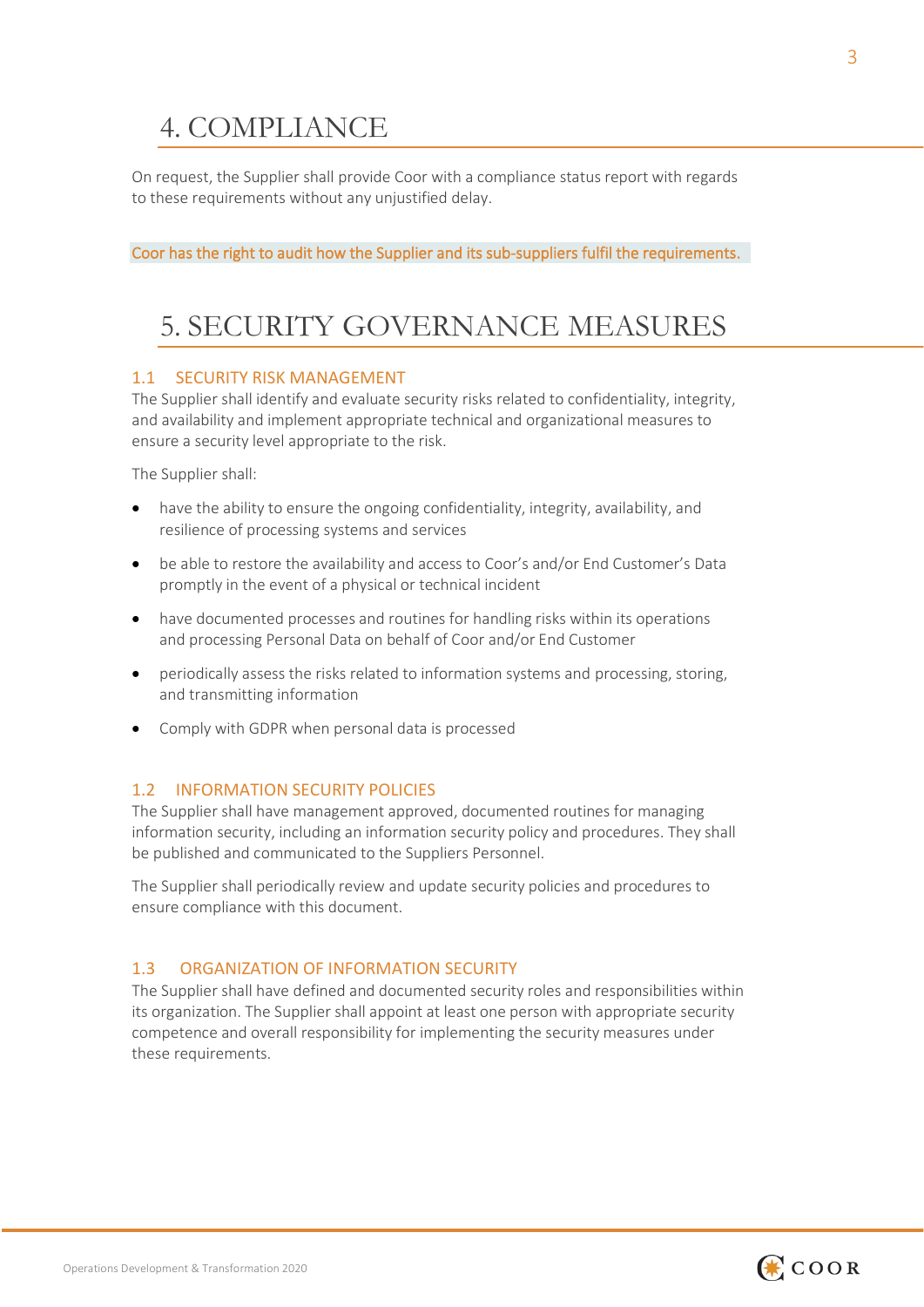# 4. COMPLIANCE

On request, the Supplier shall provide Coor with a compliance status report with regards to these requirements without any unjustified delay.

Coor has the right to audit how the Supplier and its sub-suppliers fulfil the requirements.

# 5. SECURITY GOVERNANCE MEASURES

## 1.1 SECURITY RISK MANAGEMENT

The Supplier shall identify and evaluate security risks related to confidentiality, integrity, and availability and implement appropriate technical and organizational measures to ensure a security level appropriate to the risk.

The Supplier shall:

- have the ability to ensure the ongoing confidentiality, integrity, availability, and resilience of processing systems and services
- be able to restore the availability and access to Coor's and/or End Customer's Data promptly in the event of a physical or technical incident
- have documented processes and routines for handling risks within its operations and processing Personal Data on behalf of Coor and/or End Customer
- periodically assess the risks related to information systems and processing, storing, and transmitting information
- Comply with GDPR when personal data is processed

## 1.2 INFORMATION SECURITY POLICIES

The Supplier shall have management approved, documented routines for managing information security, including an information security policy and procedures. They shall be published and communicated to the Suppliers Personnel.

The Supplier shall periodically review and update security policies and procedures to ensure compliance with this document.

## 1.3 ORGANIZATION OF INFORMATION SECURITY

The Supplier shall have defined and documented security roles and responsibilities within its organization. The Supplier shall appoint at least one person with appropriate security competence and overall responsibility for implementing the security measures under these requirements.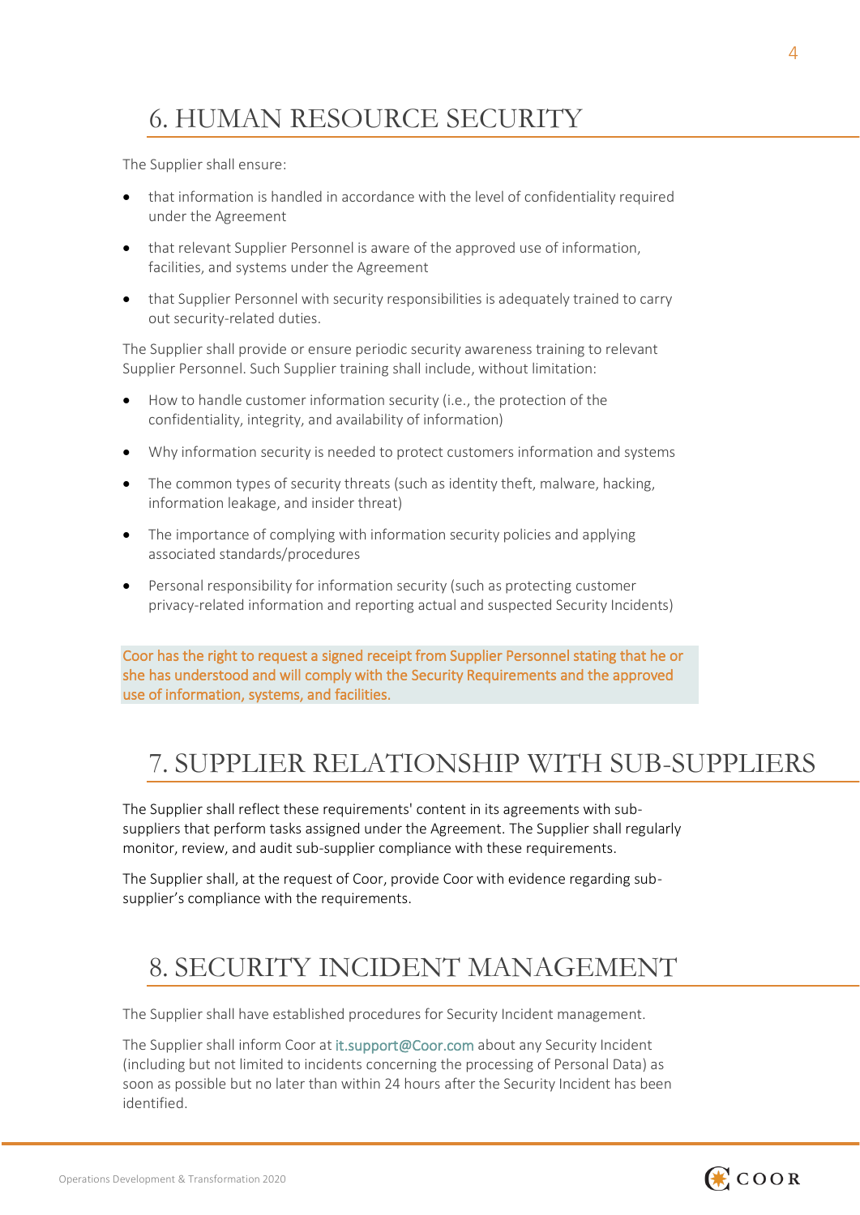# 6. HUMAN RESOURCE SECURITY

The Supplier shall ensure:

- that information is handled in accordance with the level of confidentiality required under the Agreement
- that relevant Supplier Personnel is aware of the approved use of information, facilities, and systems under the Agreement
- that Supplier Personnel with security responsibilities is adequately trained to carry out security-related duties.

The Supplier shall provide or ensure periodic security awareness training to relevant Supplier Personnel. Such Supplier training shall include, without limitation:

- How to handle customer information security (i.e., the protection of the confidentiality, integrity, and availability of information)
- Why information security is needed to protect customers information and systems
- The common types of security threats (such as identity theft, malware, hacking, information leakage, and insider threat)
- The importance of complying with information security policies and applying associated standards/procedures
- Personal responsibility for information security (such as protecting customer privacy-related information and reporting actual and suspected Security Incidents)

Coor has the right to request a signed receipt from Supplier Personnel stating that he or she has understood and will comply with the Security Requirements and the approved use of information, systems, and facilities.

# 7. SUPPLIER RELATIONSHIP WITH SUB-SUPPLIERS

The Supplier shall reflect these requirements' content in its agreements with sub-suppliers that perform tasks assigned under the Agreement. The Supplier shall regularly monitor, review, and audit sub-supplier compliance with these requirements.

The Supplier shall, at the request of Coor, provide Coor with evidence regarding sub-supplier's compliance with the requirements.

# 8. SECURITY INCIDENT MANAGEMENT

The Supplier shall have established procedures for Security Incident management.

The Supplier shall inform Coor at it.support@Coor.com about any Security Incident (including but not limited to incidents concerning the processing of Personal Data) as soon as possible but no later than within 24 hours after the Security Incident has been identified.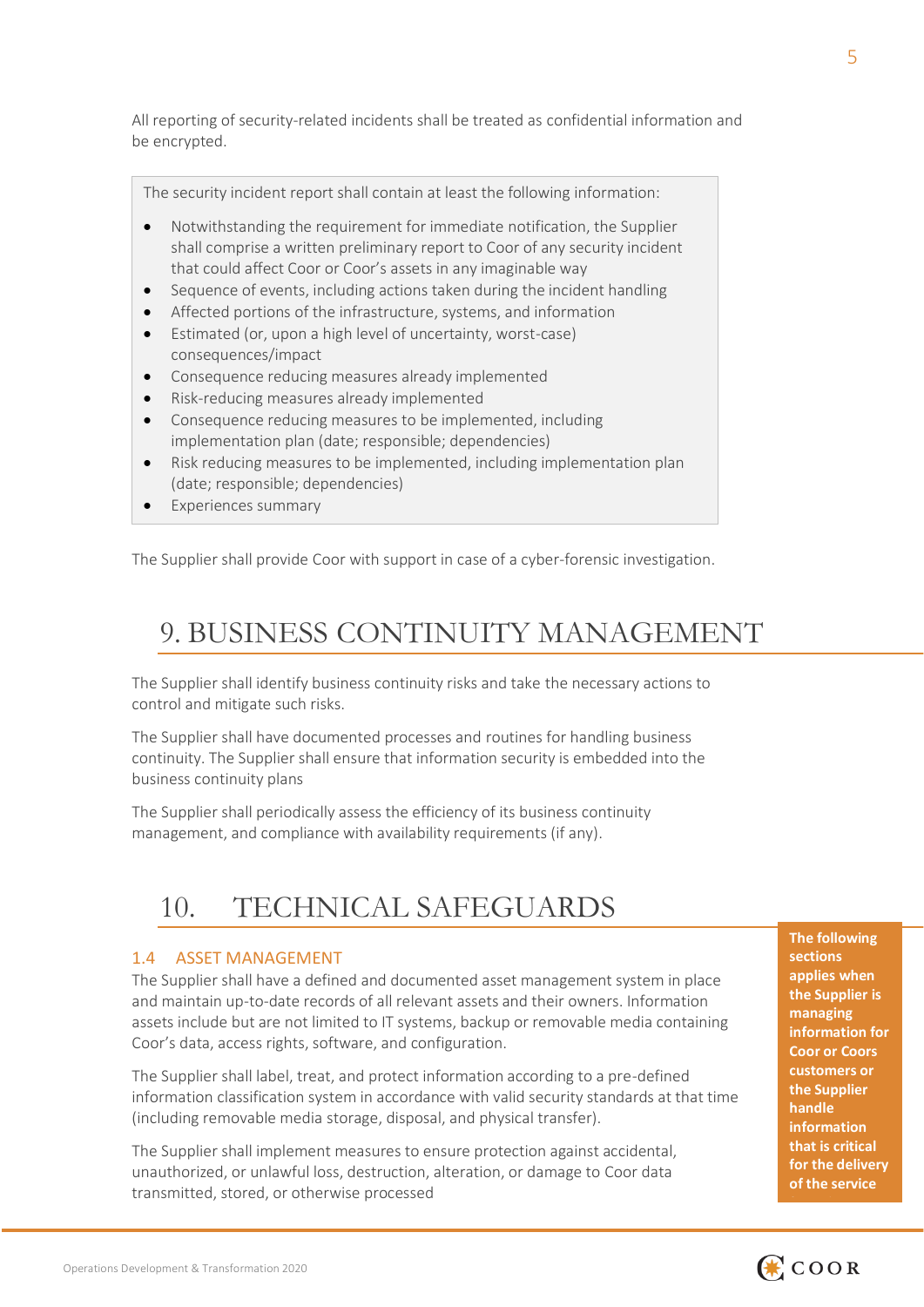All reporting of security-related incidents shall be treated as confidential information and be encrypted.

The security incident report shall contain at least the following information:

- Notwithstanding the requirement for immediate notification, the Supplier shall comprise a written preliminary report to Coor of any security incident that could affect Coor or Coor's assets in any imaginable way
- Sequence of events, including actions taken during the incident handling
- Affected portions of the infrastructure, systems, and information
- Estimated (or, upon a high level of uncertainty, worst-case) consequences/impact
- Consequence reducing measures already implemented
- Risk-reducing measures already implemented
- Consequence reducing measures to be implemented, including implementation plan (date; responsible; dependencies)
- Risk reducing measures to be implemented, including implementation plan (date; responsible; dependencies)
- Experiences summary

The Supplier shall provide Coor with support in case of a cyber-forensic investigation.

# 9. BUSINESS CONTINUITY MANAGEMENT

The Supplier shall identify business continuity risks and take the necessary actions to control and mitigate such risks.

The Supplier shall have documented processes and routines for handling business continuity. The Supplier shall ensure that information security is embedded into the business continuity plans

The Supplier shall periodically assess the efficiency of its business continuity management, and compliance with availability requirements (if any).

# 10. TECHNICAL SAFEGUARDS

**The following sections applies when the Supplier is managing information for Coor or Coors customers or the Supplier handle information that is critical for the delivery of the service**

## 1.4 ASSET MANAGEMENT

The Supplier shall have a defined and documented asset management system in place and maintain up-to-date records of all relevant assets and their owners. Information assets include but are not limited to IT systems, backup or removable media containing Coor's data, access rights, software, and configuration.

The Supplier shall label, treat, and protect information according to a pre-defined information classification system in accordance with valid security standards at that time (including removable media storage, disposal, and physical transfer).

The Supplier shall implement measures to ensure protection against accidental, unauthorized, or unlawful loss, destruction, alteration, or damage to Coor data transmitted, stored, or otherwise processed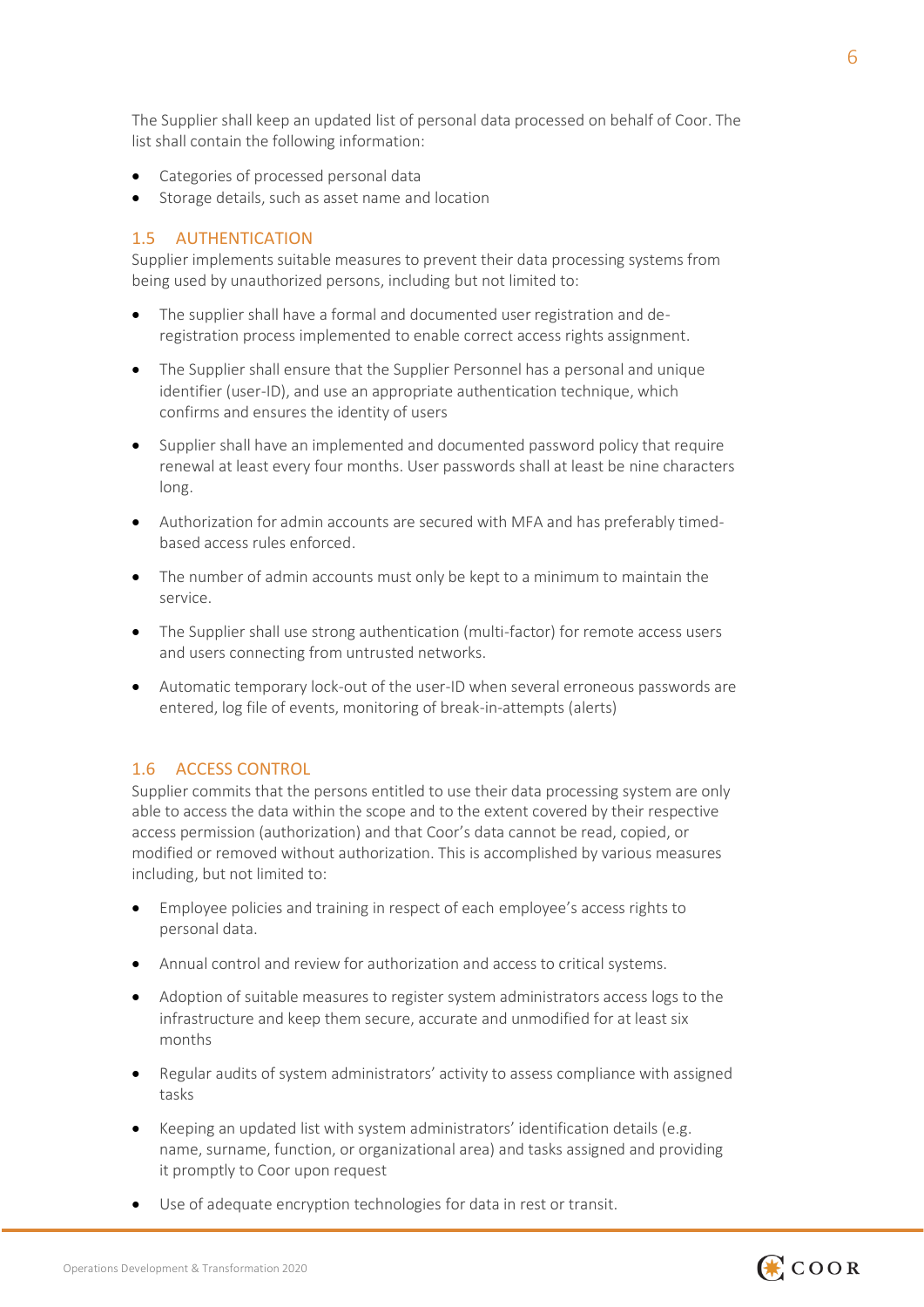The Supplier shall keep an updated list of personal data processed on behalf of Coor. The list shall contain the following information:

- Categories of processed personal data
- Storage details, such as asset name and location

## 1.5 AUTHENTICATION

Supplier implements suitable measures to prevent their data processing systems from being used by unauthorized persons, including but not limited to:

- The supplier shall have a formal and documented user registration and de-registration process implemented to enable correct access rights assignment.
- The Supplier shall ensure that the Supplier Personnel has a personal and unique identifier (user-ID), and use an appropriate authentication technique, which confirms and ensures the identity of users
- Supplier shall have an implemented and documented password policy that require renewal at least every four months. User passwords shall at least be nine characters long.
- Authorization for admin accounts are secured with MFA and has preferably timed-based access rules enforced.
- The number of admin accounts must only be kept to a minimum to maintain the service.
- The Supplier shall use strong authentication (multi-factor) for remote access users and users connecting from untrusted networks.
- Automatic temporary lock-out of the user-ID when several erroneous passwords are entered, log file of events, monitoring of break-in-attempts (alerts)

## 1.6 ACCESS CONTROL

Supplier commits that the persons entitled to use their data processing system are only able to access the data within the scope and to the extent covered by their respective access permission (authorization) and that Coor's data cannot be read, copied, or modified or removed without authorization. This is accomplished by various measures including, but not limited to:

- Employee policies and training in respect of each employee's access rights to personal data.
- Annual control and review for authorization and access to critical systems.
- Adoption of suitable measures to register system administrators access logs to the infrastructure and keep them secure, accurate and unmodified for at least six months
- Regular audits of system administrators' activity to assess compliance with assigned tasks
- Keeping an updated list with system administrators' identification details (e.g. name, surname, function, or organizational area) and tasks assigned and providing it promptly to Coor upon request
- Use of adequate encryption technologies for data in rest or transit.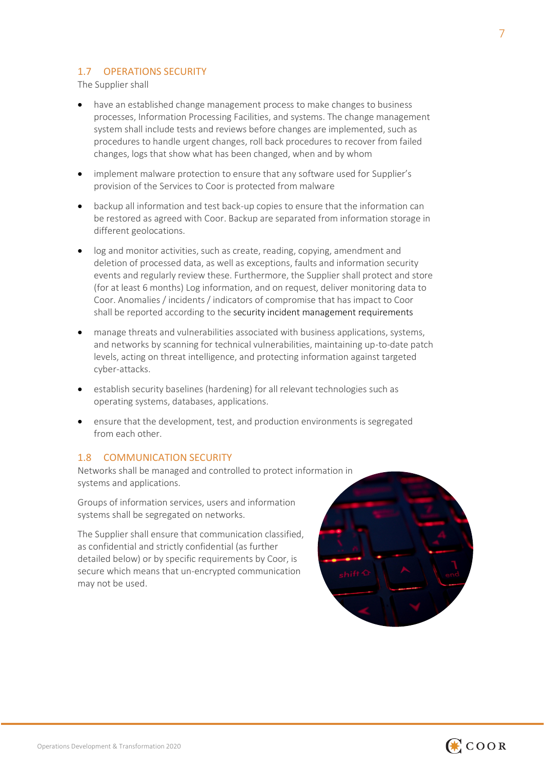## 1.7 OPERATIONS SECURITY

The Supplier shall

- have an established change management process to make changes to business processes, Information Processing Facilities, and systems. The change management system shall include tests and reviews before changes are implemented, such as procedures to handle urgent changes, roll back procedures to recover from failed changes, logs that show what has been changed, when and by whom
- implement malware protection to ensure that any software used for Supplier's provision of the Services to Coor is protected from malware
- backup all information and test back-up copies to ensure that the information can be restored as agreed with Coor. Backup are separated from information storage in different geolocations.
- log and monitor activities, such as create, reading, copying, amendment and deletion of processed data, as well as exceptions, faults and information security events and regularly review these. Furthermore, the Supplier shall protect and store (for at least 6 months) Log information, and on request, deliver monitoring data to Coor. Anomalies / incidents / indicators of compromise that has impact to Coor shall be reported according to the security incident management requirements
- manage threats and vulnerabilities associated with business applications, systems, and networks by scanning for technical vulnerabilities, maintaining up-to-date patch levels, acting on threat intelligence, and protecting information against targeted cyber-attacks.
- establish security baselines (hardening) for all relevant technologies such as operating systems, databases, applications.
- ensure that the development, test, and production environments is segregated from each other.

## 1.8 COMMUNICATION SECURITY

Networks shall be managed and controlled to protect information in systems and applications.

Groups of information services, users and information systems shall be segregated on networks.

The Supplier shall ensure that communication classified, as confidential and strictly confidential (as further detailed below) or by specific requirements by Coor, is secure which means that un-encrypted communication may not be used.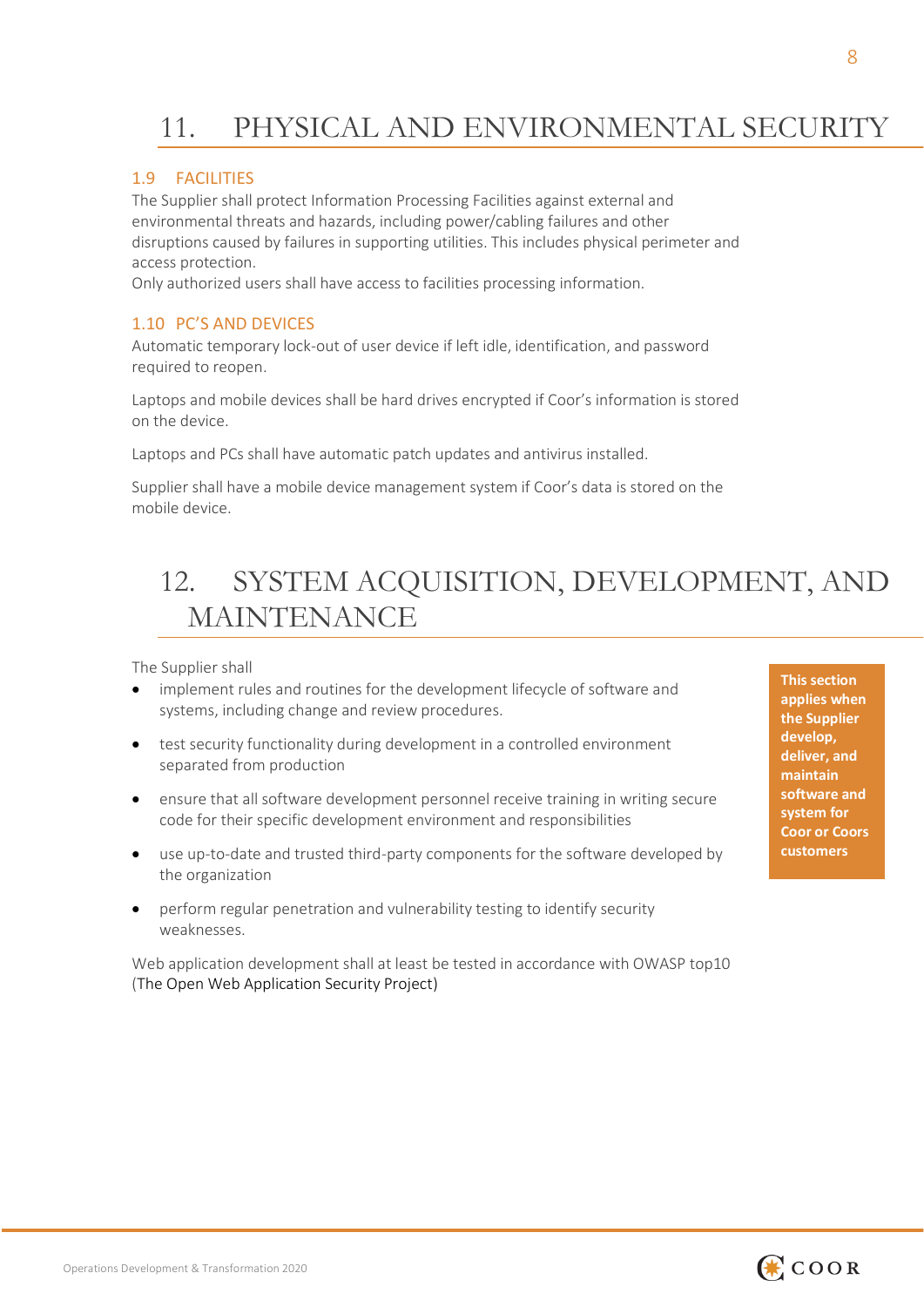# 11. PHYSICAL AND ENVIRONMENTAL SECURITY

## 1.9 FACILITIES

The Supplier shall protect Information Processing Facilities against external and environmental threats and hazards, including power/cabling failures and other disruptions caused by failures in supporting utilities. This includes physical perimeter and access protection.
Only authorized users shall have access to facilities processing information.

## 1.10 PC'S AND DEVICES

Automatic temporary lock-out of user device if left idle, identification, and password required to reopen.

Laptops and mobile devices shall be hard drives encrypted if Coor's information is stored on the device.

Laptops and PCs shall have automatic patch updates and antivirus installed.

Supplier shall have a mobile device management system if Coor's data is stored on the mobile device.

# 12. SYSTEM ACQUISITION, DEVELOPMENT, AND MAINTENANCE

**This section applies when the Supplier develop, deliver, and maintain software and system for Coor or Coors customers**

The Supplier shall

- implement rules and routines for the development lifecycle of software and systems, including change and review procedures.
- test security functionality during development in a controlled environment separated from production
- ensure that all software development personnel receive training in writing secure code for their specific development environment and responsibilities
- use up-to-date and trusted third-party components for the software developed by the organization
- perform regular penetration and vulnerability testing to identify security weaknesses.

Web application development shall at least be tested in accordance with OWASP top10 (The Open Web Application Security Project)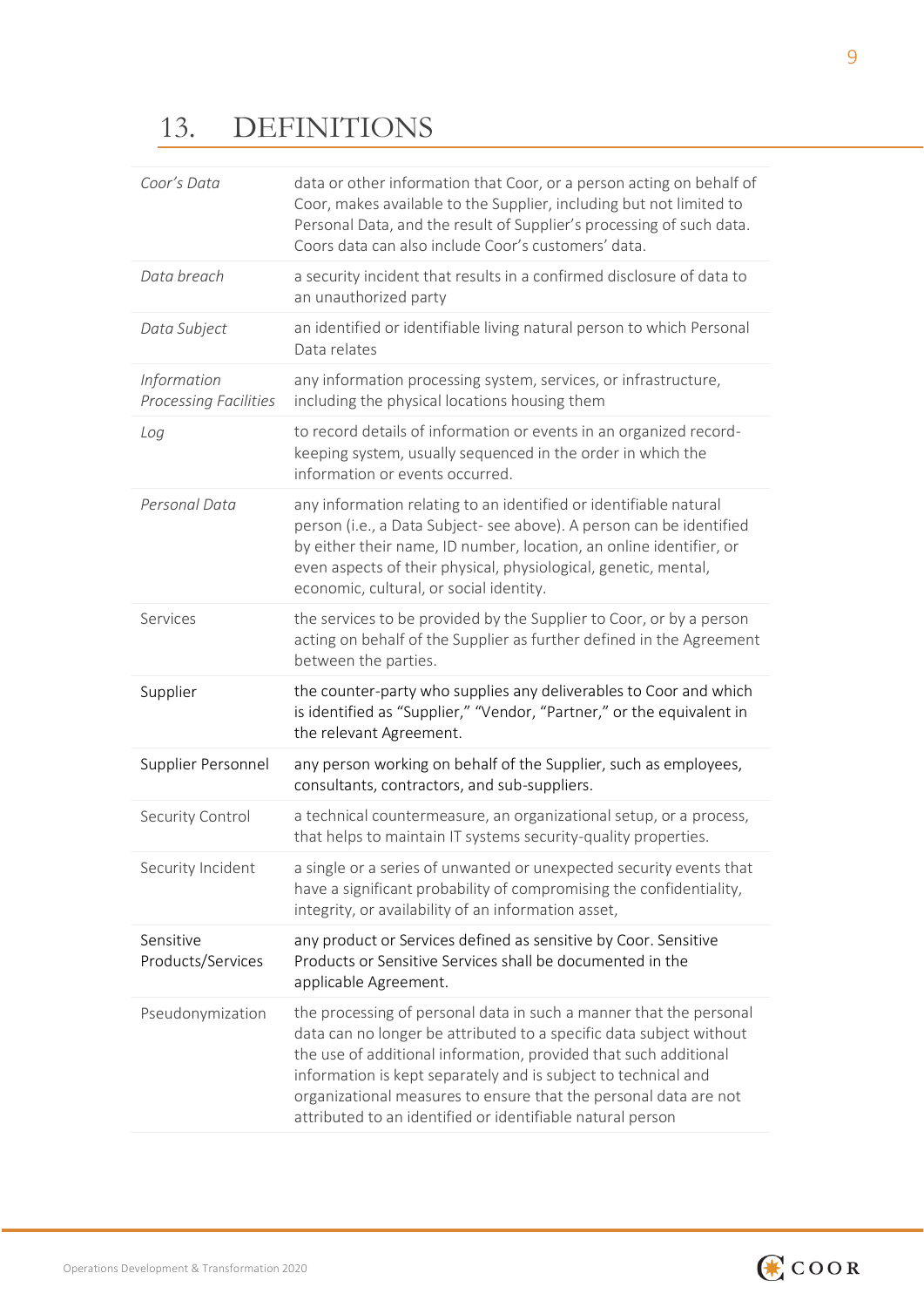# 13. DEFINITIONS

| | |
|---|---|
| *Coor's Data* | data or other information that Coor, or a person acting on behalf of Coor, makes available to the Supplier, including but not limited to Personal Data, and the result of Supplier's processing of such data. Coors data can also include Coor's customers' data. |
| *Data breach* | a security incident that results in a confirmed disclosure of data to an unauthorized party |
| *Data Subject* | an identified or identifiable living natural person to which Personal Data relates |
| *Information Processing Facilities* | any information processing system, services, or infrastructure, including the physical locations housing them |
| *Log* | to record details of information or events in an organized record-keeping system, usually sequenced in the order in which the information or events occurred. |
| *Personal Data* | any information relating to an identified or identifiable natural person (i.e., a Data Subject- see above). A person can be identified by either their name, ID number, location, an online identifier, or even aspects of their physical, physiological, genetic, mental, economic, cultural, or social identity. |
| Services | the services to be provided by the Supplier to Coor, or by a person acting on behalf of the Supplier as further defined in the Agreement between the parties. |
| Supplier | the counter-party who supplies any deliverables to Coor and which is identified as "Supplier," "Vendor, "Partner," or the equivalent in the relevant Agreement. |
| Supplier Personnel | any person working on behalf of the Supplier, such as employees, consultants, contractors, and sub-suppliers. |
| Security Control | a technical countermeasure, an organizational setup, or a process, that helps to maintain IT systems security-quality properties. |
| Security Incident | a single or a series of unwanted or unexpected security events that have a significant probability of compromising the confidentiality, integrity, or availability of an information asset, |
| Sensitive Products/Services | any product or Services defined as sensitive by Coor. Sensitive Products or Sensitive Services shall be documented in the applicable Agreement. |
| Pseudonymization | the processing of personal data in such a manner that the personal data can no longer be attributed to a specific data subject without the use of additional information, provided that such additional information is kept separately and is subject to technical and organizational measures to ensure that the personal data are not attributed to an identified or identifiable natural person |